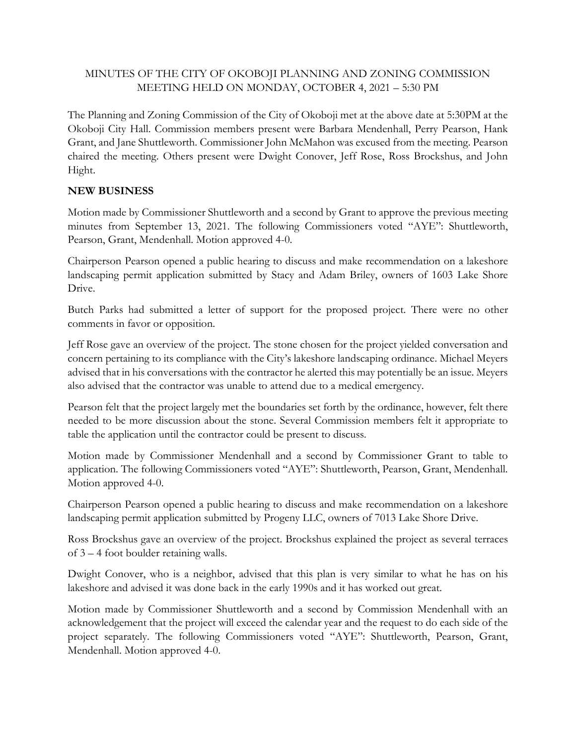# MINUTES OF THE CITY OF OKOBOJI PLANNING AND ZONING COMMISSION MEETING HELD ON MONDAY, OCTOBER 4, 2021 – 5:30 PM

The Planning and Zoning Commission of the City of Okoboji met at the above date at 5:30PM at the Okoboji City Hall. Commission members present were Barbara Mendenhall, Perry Pearson, Hank Grant, and Jane Shuttleworth. Commissioner John McMahon was excused from the meeting. Pearson chaired the meeting. Others present were Dwight Conover, Jeff Rose, Ross Brockshus, and John Hight.

**NEW BUSINESS**

Motion made by Commissioner Shuttleworth and a second by Grant to approve the previous meeting minutes from September 13, 2021. The following Commissioners voted "AYE": Shuttleworth, Pearson, Grant, Mendenhall. Motion approved 4-0.

Chairperson Pearson opened a public hearing to discuss and make recommendation on a lakeshore landscaping permit application submitted by Stacy and Adam Briley, owners of 1603 Lake Shore Drive.

Butch Parks had submitted a letter of support for the proposed project. There were no other comments in favor or opposition.

Jeff Rose gave an overview of the project. The stone chosen for the project yielded conversation and concern pertaining to its compliance with the City's lakeshore landscaping ordinance. Michael Meyers advised that in his conversations with the contractor he alerted this may potentially be an issue. Meyers also advised that the contractor was unable to attend due to a medical emergency.

Pearson felt that the project largely met the boundaries set forth by the ordinance, however, felt there needed to be more discussion about the stone. Several Commission members felt it appropriate to table the application until the contractor could be present to discuss.

Motion made by Commissioner Mendenhall and a second by Commissioner Grant to table to application. The following Commissioners voted "AYE": Shuttleworth, Pearson, Grant, Mendenhall. Motion approved 4-0.

Chairperson Pearson opened a public hearing to discuss and make recommendation on a lakeshore landscaping permit application submitted by Progeny LLC, owners of 7013 Lake Shore Drive.

Ross Brockshus gave an overview of the project. Brockshus explained the project as several terraces of 3 – 4 foot boulder retaining walls.

Dwight Conover, who is a neighbor, advised that this plan is very similar to what he has on his lakeshore and advised it was done back in the early 1990s and it has worked out great.

Motion made by Commissioner Shuttleworth and a second by Commission Mendenhall with an acknowledgement that the project will exceed the calendar year and the request to do each side of the project separately. The following Commissioners voted "AYE": Shuttleworth, Pearson, Grant, Mendenhall. Motion approved 4-0.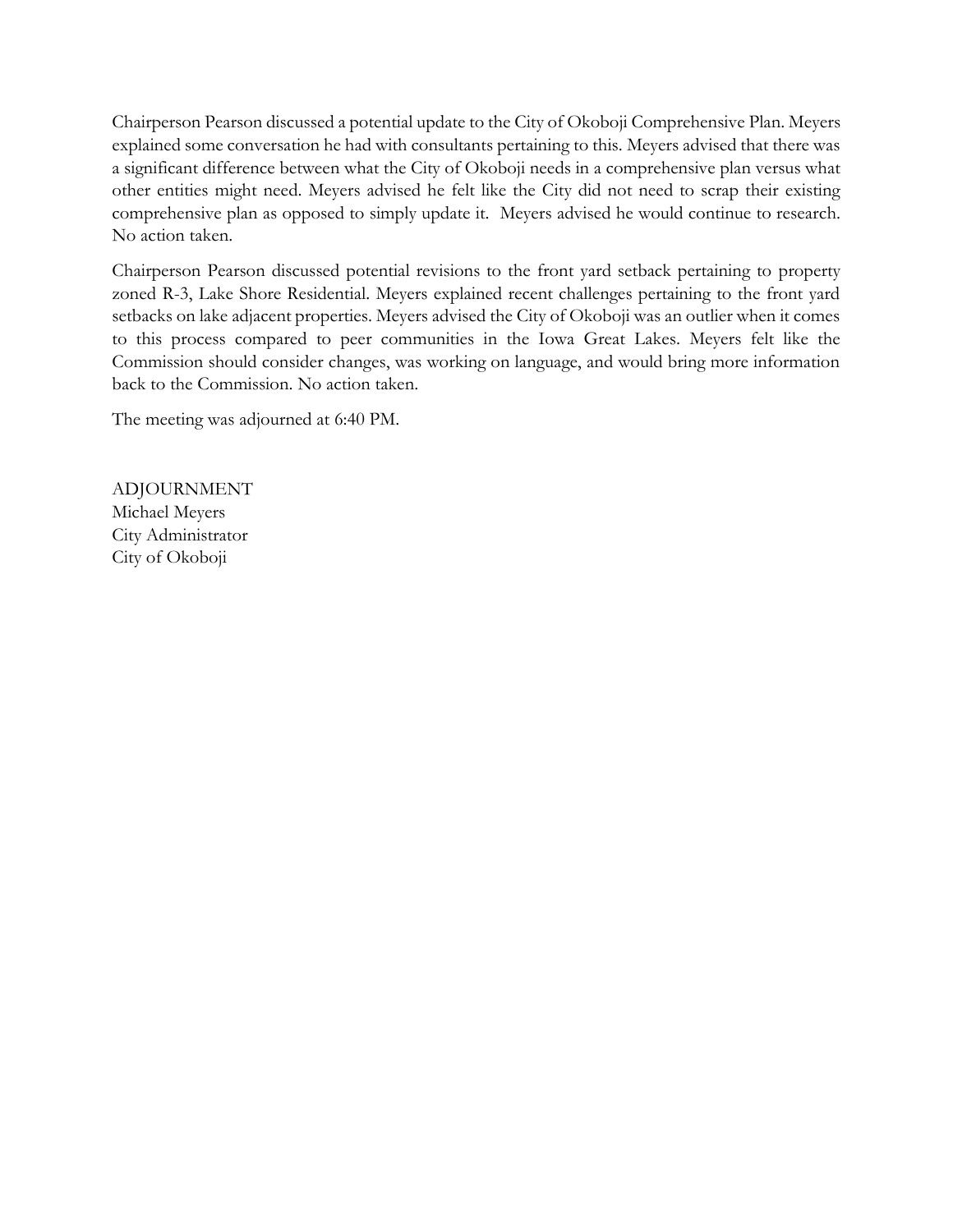Chairperson Pearson discussed a potential update to the City of Okoboji Comprehensive Plan. Meyers explained some conversation he had with consultants pertaining to this. Meyers advised that there was a significant difference between what the City of Okoboji needs in a comprehensive plan versus what other entities might need. Meyers advised he felt like the City did not need to scrap their existing comprehensive plan as opposed to simply update it. Meyers advised he would continue to research. No action taken.

Chairperson Pearson discussed potential revisions to the front yard setback pertaining to property zoned R-3, Lake Shore Residential. Meyers explained recent challenges pertaining to the front yard setbacks on lake adjacent properties. Meyers advised the City of Okoboji was an outlier when it comes to this process compared to peer communities in the Iowa Great Lakes. Meyers felt like the Commission should consider changes, was working on language, and would bring more information back to the Commission. No action taken.

The meeting was adjourned at 6:40 PM.

ADJOURNMENT
Michael Meyers
City Administrator
City of Okoboji